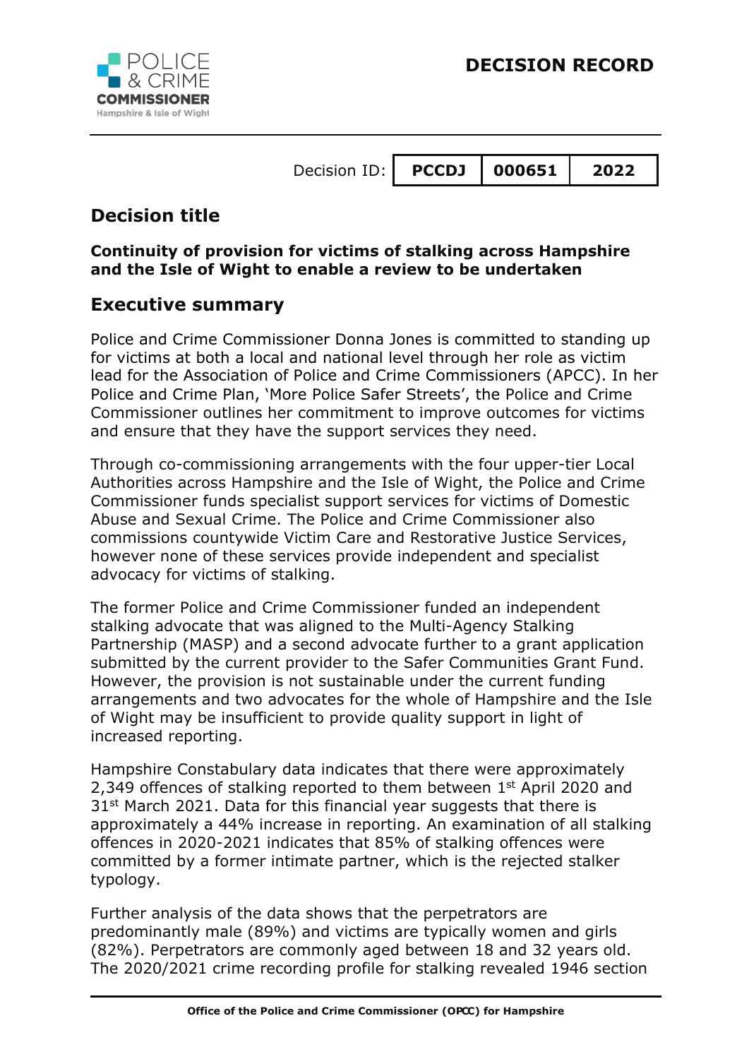# DECISION RECORD

Decision ID: | PCCDJ | 000651 | 2022 |
|---|---|---|

## Decision title

**Continuity of provision for victims of stalking across Hampshire and the Isle of Wight to enable a review to be undertaken**

## Executive summary

Police and Crime Commissioner Donna Jones is committed to standing up for victims at both a local and national level through her role as victim lead for the Association of Police and Crime Commissioners (APCC). In her Police and Crime Plan, 'More Police Safer Streets', the Police and Crime Commissioner outlines her commitment to improve outcomes for victims and ensure that they have the support services they need.

Through co-commissioning arrangements with the four upper-tier Local Authorities across Hampshire and the Isle of Wight, the Police and Crime Commissioner funds specialist support services for victims of Domestic Abuse and Sexual Crime. The Police and Crime Commissioner also commissions countywide Victim Care and Restorative Justice Services, however none of these services provide independent and specialist advocacy for victims of stalking.

The former Police and Crime Commissioner funded an independent stalking advocate that was aligned to the Multi-Agency Stalking Partnership (MASP) and a second advocate further to a grant application submitted by the current provider to the Safer Communities Grant Fund. However, the provision is not sustainable under the current funding arrangements and two advocates for the whole of Hampshire and the Isle of Wight may be insufficient to provide quality support in light of increased reporting.

Hampshire Constabulary data indicates that there were approximately 2,349 offences of stalking reported to them between 1st April 2020 and 31st March 2021. Data for this financial year suggests that there is approximately a 44% increase in reporting. An examination of all stalking offences in 2020-2021 indicates that 85% of stalking offences were committed by a former intimate partner, which is the rejected stalker typology.

Further analysis of the data shows that the perpetrators are predominantly male (89%) and victims are typically women and girls (82%). Perpetrators are commonly aged between 18 and 32 years old. The 2020/2021 crime recording profile for stalking revealed 1946 section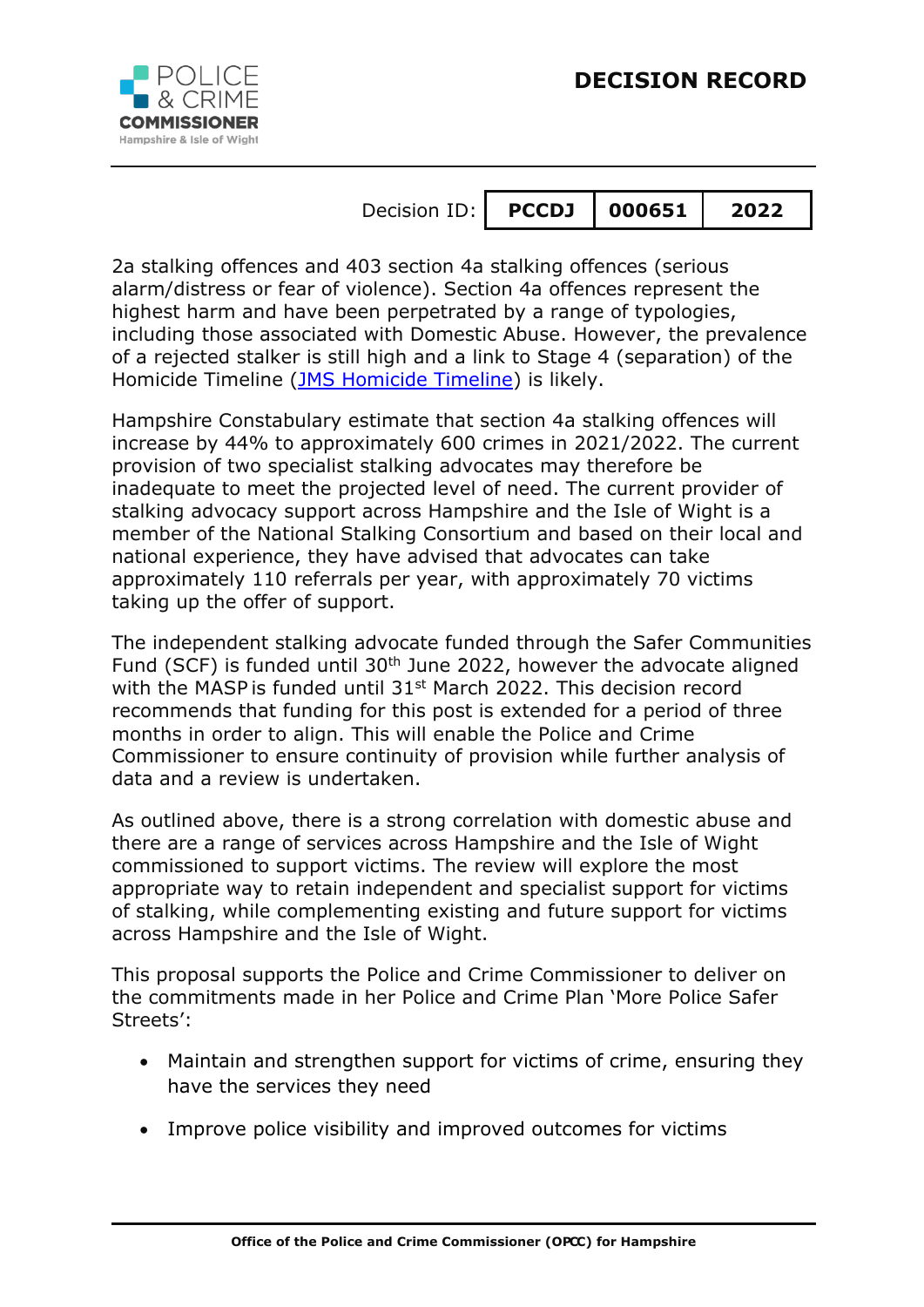2a stalking offences and 403 section 4a stalking offences (serious alarm/distress or fear of violence). Section 4a offences represent the highest harm and have been perpetrated by a range of typologies, including those associated with Domestic Abuse. However, the prevalence of a rejected stalker is still high and a link to Stage 4 (separation) of the Homicide Timeline ([JMS Homicide Timeline]) is likely.

Hampshire Constabulary estimate that section 4a stalking offences will increase by 44% to approximately 600 crimes in 2021/2022. The current provision of two specialist stalking advocates may therefore be inadequate to meet the projected level of need. The current provider of stalking advocacy support across Hampshire and the Isle of Wight is a member of the National Stalking Consortium and based on their local and national experience, they have advised that advocates can take approximately 110 referrals per year, with approximately 70 victims taking up the offer of support.

The independent stalking advocate funded through the Safer Communities Fund (SCF) is funded until 30th June 2022, however the advocate aligned with the MASP is funded until 31st March 2022. This decision record recommends that funding for this post is extended for a period of three months in order to align. This will enable the Police and Crime Commissioner to ensure continuity of provision while further analysis of data and a review is undertaken.

As outlined above, there is a strong correlation with domestic abuse and there are a range of services across Hampshire and the Isle of Wight commissioned to support victims. The review will explore the most appropriate way to retain independent and specialist support for victims of stalking, while complementing existing and future support for victims across Hampshire and the Isle of Wight.

This proposal supports the Police and Crime Commissioner to deliver on the commitments made in her Police and Crime Plan 'More Police Safer Streets':

- Maintain and strengthen support for victims of crime, ensuring they have the services they need
- Improve police visibility and improved outcomes for victims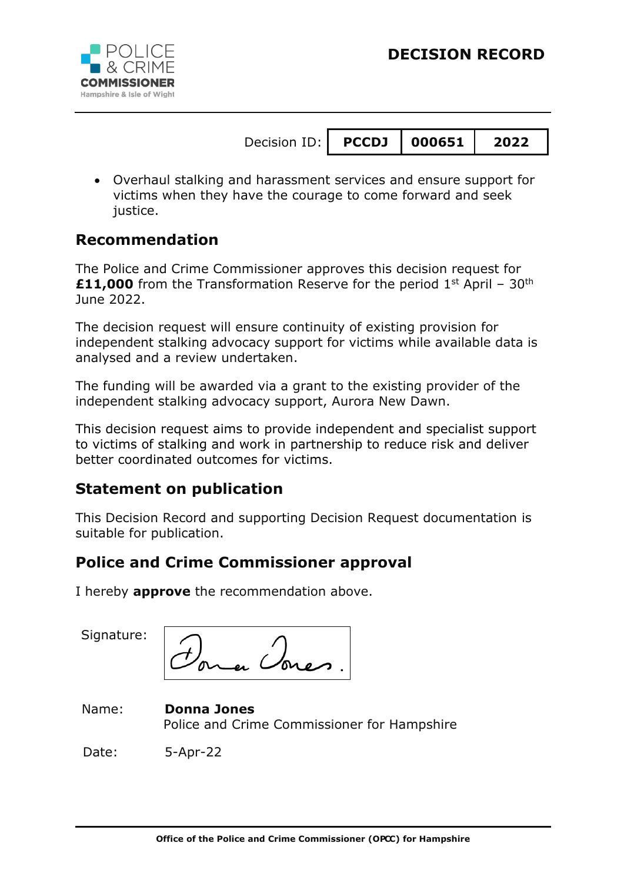# DECISION RECORD

| Decision ID: | PCCDJ | 000651 | 2022 |
| --- | --- | --- | --- |

- Overhaul stalking and harassment services and ensure support for victims when they have the courage to come forward and seek justice.

## Recommendation

The Police and Crime Commissioner approves this decision request for **£11,000** from the Transformation Reserve for the period 1st April – 30th June 2022.

The decision request will ensure continuity of existing provision for independent stalking advocacy support for victims while available data is analysed and a review undertaken.

The funding will be awarded via a grant to the existing provider of the independent stalking advocacy support, Aurora New Dawn.

This decision request aims to provide independent and specialist support to victims of stalking and work in partnership to reduce risk and deliver better coordinated outcomes for victims.

## Statement on publication

This Decision Record and supporting Decision Request documentation is suitable for publication.

## Police and Crime Commissioner approval

I hereby **approve** the recommendation above.

Signature: Donna Jones.

Name: **Donna Jones**
Police and Crime Commissioner for Hampshire

Date: 5-Apr-22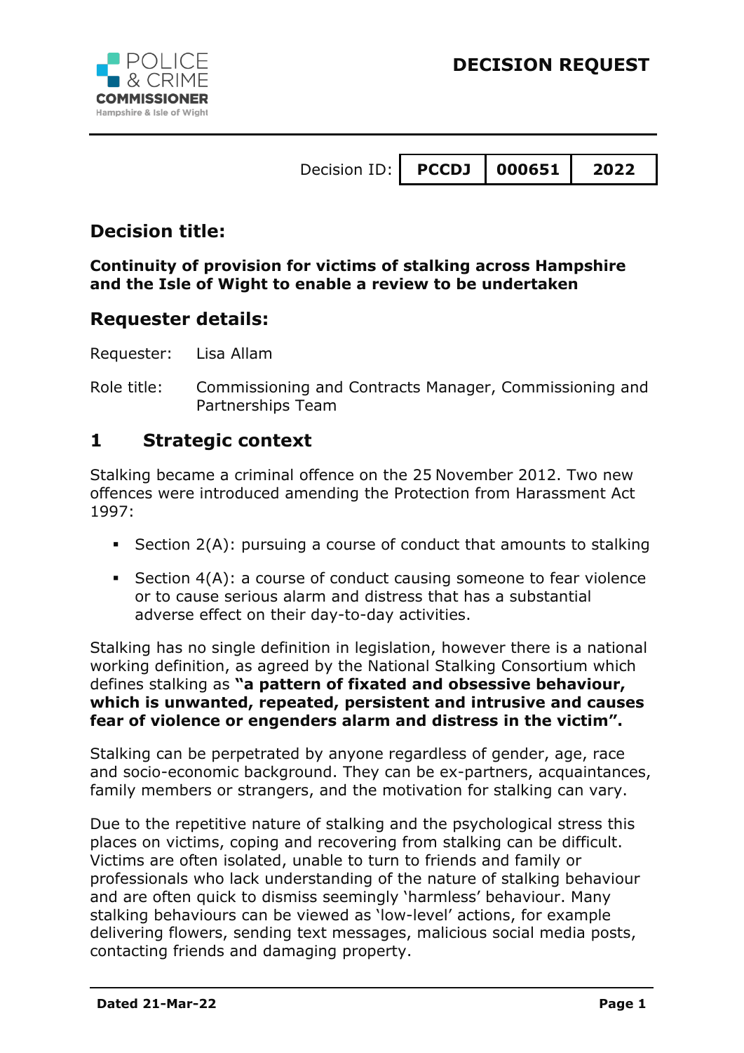# DECISION REQUEST

Decision ID: | PCCDJ | 000651 | 2022 |

## Decision title:

**Continuity of provision for victims of stalking across Hampshire and the Isle of Wight to enable a review to be undertaken**

## Requester details:

Requester: Lisa Allam

Role title: Commissioning and Contracts Manager, Commissioning and Partnerships Team

## 1 Strategic context

Stalking became a criminal offence on the 25 November 2012. Two new offences were introduced amending the Protection from Harassment Act 1997:

- Section 2(A): pursuing a course of conduct that amounts to stalking
- Section 4(A): a course of conduct causing someone to fear violence or to cause serious alarm and distress that has a substantial adverse effect on their day-to-day activities.

Stalking has no single definition in legislation, however there is a national working definition, as agreed by the National Stalking Consortium which defines stalking as **"a pattern of fixated and obsessive behaviour, which is unwanted, repeated, persistent and intrusive and causes fear of violence or engenders alarm and distress in the victim".**

Stalking can be perpetrated by anyone regardless of gender, age, race and socio-economic background. They can be ex-partners, acquaintances, family members or strangers, and the motivation for stalking can vary.

Due to the repetitive nature of stalking and the psychological stress this places on victims, coping and recovering from stalking can be difficult. Victims are often isolated, unable to turn to friends and family or professionals who lack understanding of the nature of stalking behaviour and are often quick to dismiss seemingly 'harmless' behaviour. Many stalking behaviours can be viewed as 'low-level' actions, for example delivering flowers, sending text messages, malicious social media posts, contacting friends and damaging property.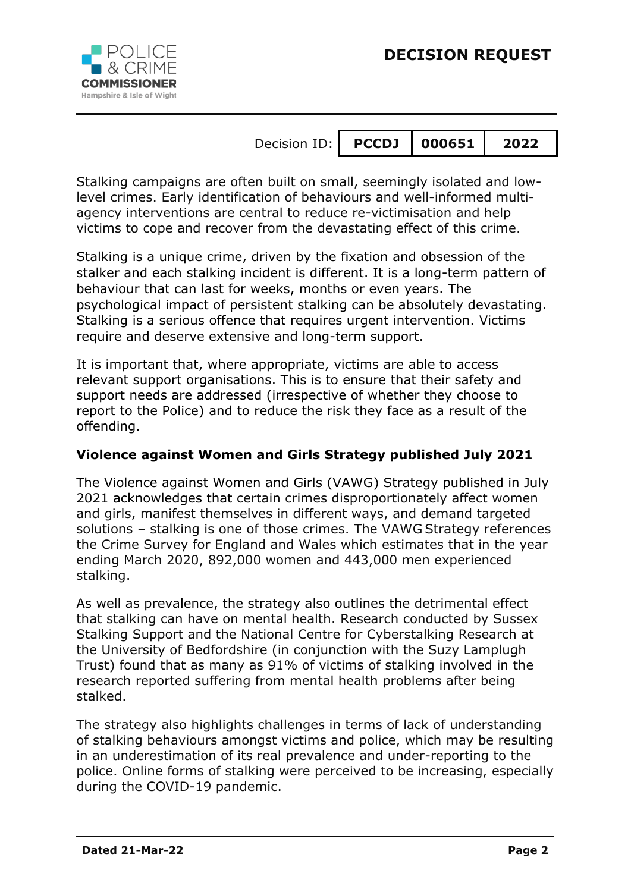Stalking campaigns are often built on small, seemingly isolated and low-level crimes. Early identification of behaviours and well-informed multi-agency interventions are central to reduce re-victimisation and help victims to cope and recover from the devastating effect of this crime.

Stalking is a unique crime, driven by the fixation and obsession of the stalker and each stalking incident is different. It is a long-term pattern of behaviour that can last for weeks, months or even years. The psychological impact of persistent stalking can be absolutely devastating. Stalking is a serious offence that requires urgent intervention. Victims require and deserve extensive and long-term support.

It is important that, where appropriate, victims are able to access relevant support organisations. This is to ensure that their safety and support needs are addressed (irrespective of whether they choose to report to the Police) and to reduce the risk they face as a result of the offending.

**Violence against Women and Girls Strategy published July 2021**

The Violence against Women and Girls (VAWG) Strategy published in July 2021 acknowledges that certain crimes disproportionately affect women and girls, manifest themselves in different ways, and demand targeted solutions – stalking is one of those crimes. The VAWG Strategy references the Crime Survey for England and Wales which estimates that in the year ending March 2020, 892,000 women and 443,000 men experienced stalking.

As well as prevalence, the strategy also outlines the detrimental effect that stalking can have on mental health. Research conducted by Sussex Stalking Support and the National Centre for Cyberstalking Research at the University of Bedfordshire (in conjunction with the Suzy Lamplugh Trust) found that as many as 91% of victims of stalking involved in the research reported suffering from mental health problems after being stalked.

The strategy also highlights challenges in terms of lack of understanding of stalking behaviours amongst victims and police, which may be resulting in an underestimation of its real prevalence and under-reporting to the police. Online forms of stalking were perceived to be increasing, especially during the COVID-19 pandemic.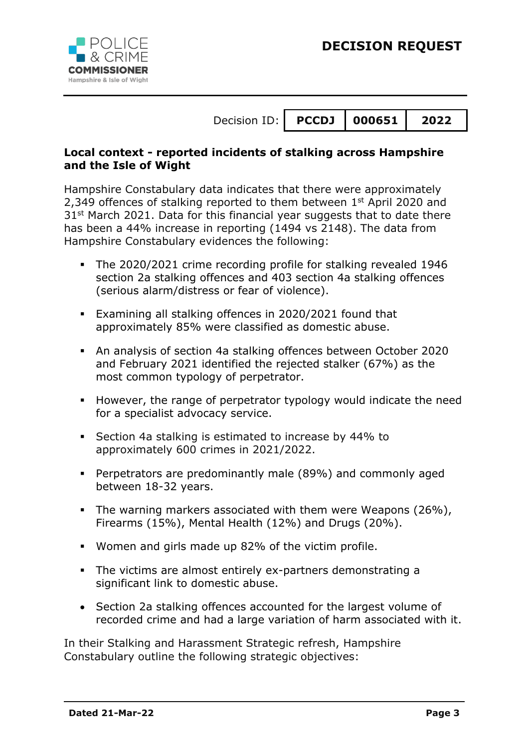**Local context - reported incidents of stalking across Hampshire and the Isle of Wight**

Hampshire Constabulary data indicates that there were approximately 2,349 offences of stalking reported to them between 1st April 2020 and 31st March 2021. Data for this financial year suggests that to date there has been a 44% increase in reporting (1494 vs 2148). The data from Hampshire Constabulary evidences the following:

- The 2020/2021 crime recording profile for stalking revealed 1946 section 2a stalking offences and 403 section 4a stalking offences (serious alarm/distress or fear of violence).
- Examining all stalking offences in 2020/2021 found that approximately 85% were classified as domestic abuse.
- An analysis of section 4a stalking offences between October 2020 and February 2021 identified the rejected stalker (67%) as the most common typology of perpetrator.
- However, the range of perpetrator typology would indicate the need for a specialist advocacy service.
- Section 4a stalking is estimated to increase by 44% to approximately 600 crimes in 2021/2022.
- Perpetrators are predominantly male (89%) and commonly aged between 18-32 years.
- The warning markers associated with them were Weapons (26%), Firearms (15%), Mental Health (12%) and Drugs (20%).
- Women and girls made up 82% of the victim profile.
- The victims are almost entirely ex-partners demonstrating a significant link to domestic abuse.
- Section 2a stalking offences accounted for the largest volume of recorded crime and had a large variation of harm associated with it.

In their Stalking and Harassment Strategic refresh, Hampshire Constabulary outline the following strategic objectives: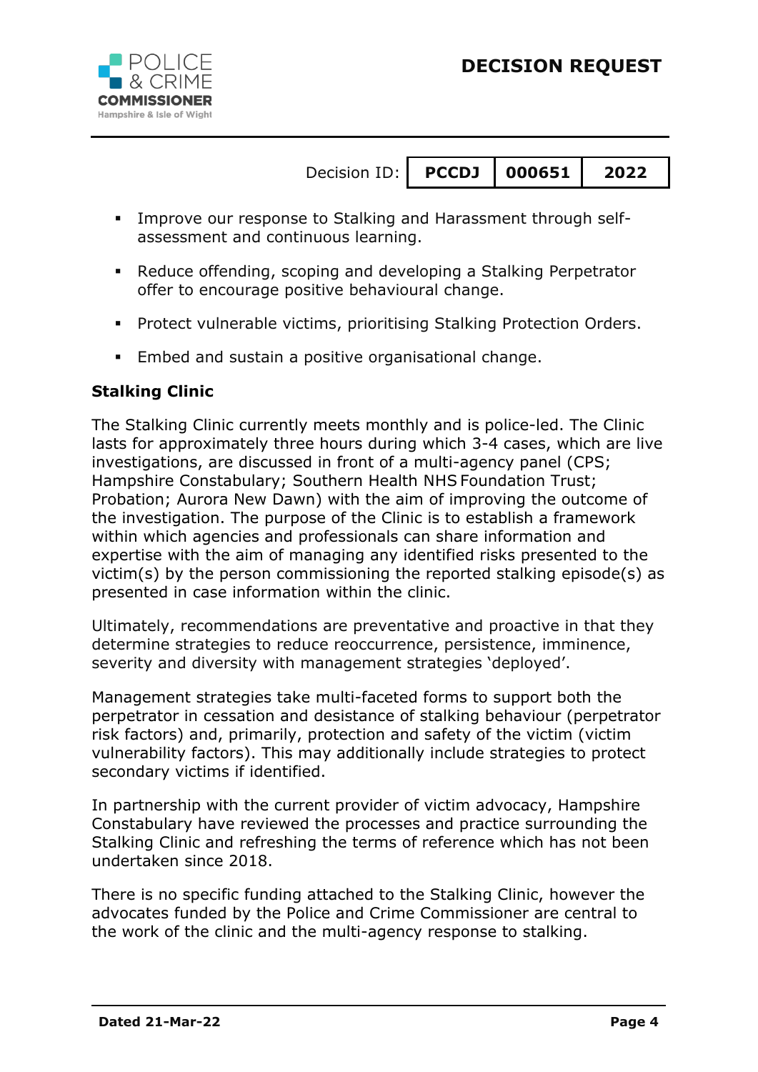- Improve our response to Stalking and Harassment through self-assessment and continuous learning.
- Reduce offending, scoping and developing a Stalking Perpetrator offer to encourage positive behavioural change.
- Protect vulnerable victims, prioritising Stalking Protection Orders.
- Embed and sustain a positive organisational change.

**Stalking Clinic**

The Stalking Clinic currently meets monthly and is police-led. The Clinic lasts for approximately three hours during which 3-4 cases, which are live investigations, are discussed in front of a multi-agency panel (CPS; Hampshire Constabulary; Southern Health NHS Foundation Trust; Probation; Aurora New Dawn) with the aim of improving the outcome of the investigation. The purpose of the Clinic is to establish a framework within which agencies and professionals can share information and expertise with the aim of managing any identified risks presented to the victim(s) by the person commissioning the reported stalking episode(s) as presented in case information within the clinic.

Ultimately, recommendations are preventative and proactive in that they determine strategies to reduce reoccurrence, persistence, imminence, severity and diversity with management strategies 'deployed'.

Management strategies take multi-faceted forms to support both the perpetrator in cessation and desistance of stalking behaviour (perpetrator risk factors) and, primarily, protection and safety of the victim (victim vulnerability factors). This may additionally include strategies to protect secondary victims if identified.

In partnership with the current provider of victim advocacy, Hampshire Constabulary have reviewed the processes and practice surrounding the Stalking Clinic and refreshing the terms of reference which has not been undertaken since 2018.

There is no specific funding attached to the Stalking Clinic, however the advocates funded by the Police and Crime Commissioner are central to the work of the clinic and the multi-agency response to stalking.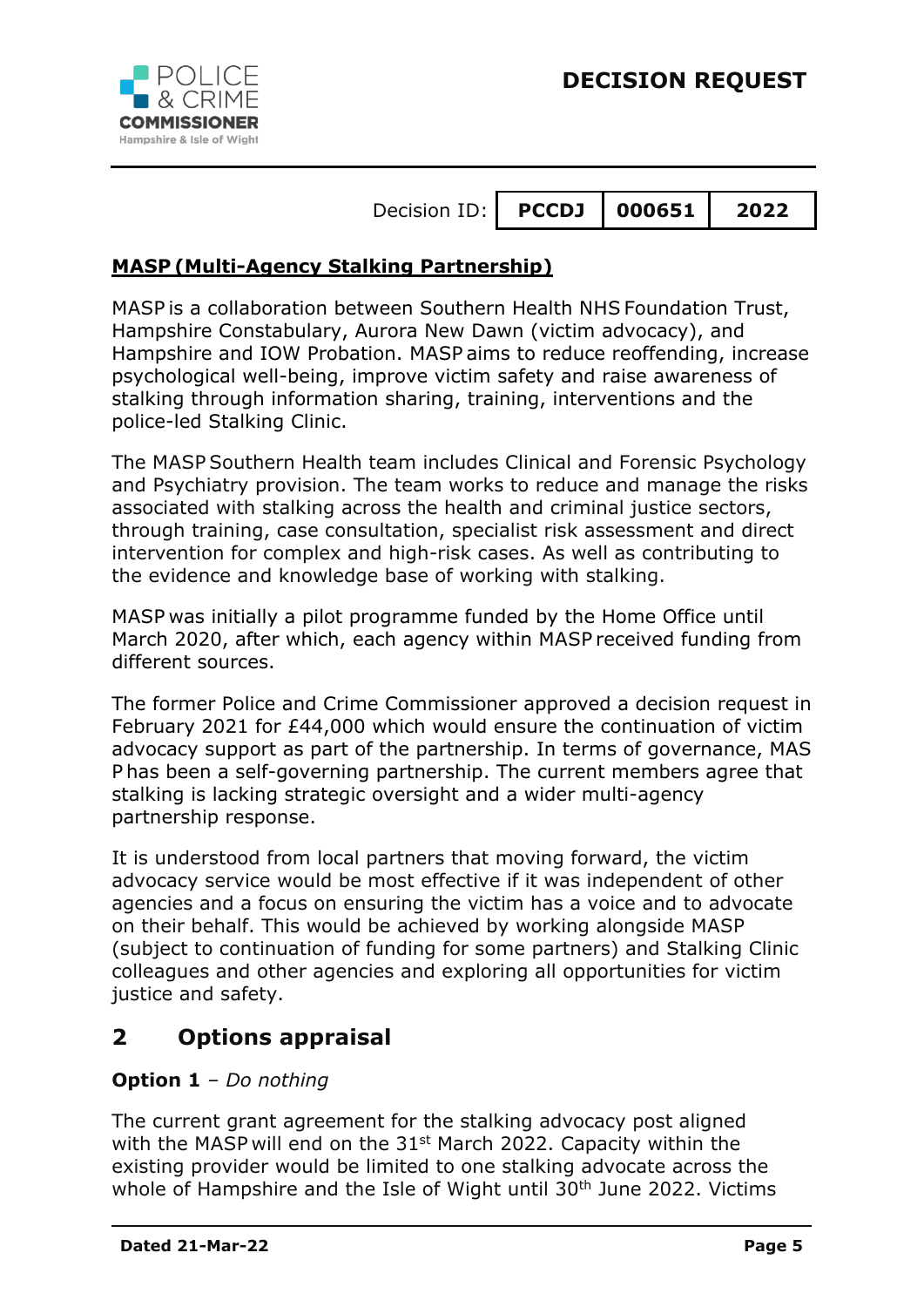**MASP (Multi-Agency Stalking Partnership)**

MASP is a collaboration between Southern Health NHS Foundation Trust, Hampshire Constabulary, Aurora New Dawn (victim advocacy), and Hampshire and IOW Probation. MASP aims to reduce reoffending, increase psychological well-being, improve victim safety and raise awareness of stalking through information sharing, training, interventions and the police-led Stalking Clinic.

The MASP Southern Health team includes Clinical and Forensic Psychology and Psychiatry provision. The team works to reduce and manage the risks associated with stalking across the health and criminal justice sectors, through training, case consultation, specialist risk assessment and direct intervention for complex and high-risk cases. As well as contributing to the evidence and knowledge base of working with stalking.

MASP was initially a pilot programme funded by the Home Office until March 2020, after which, each agency within MASP received funding from different sources.

The former Police and Crime Commissioner approved a decision request in February 2021 for £44,000 which would ensure the continuation of victim advocacy support as part of the partnership. In terms of governance, MAS P has been a self-governing partnership. The current members agree that stalking is lacking strategic oversight and a wider multi-agency partnership response.

It is understood from local partners that moving forward, the victim advocacy service would be most effective if it was independent of other agencies and a focus on ensuring the victim has a voice and to advocate on their behalf. This would be achieved by working alongside MASP (subject to continuation of funding for some partners) and Stalking Clinic colleagues and other agencies and exploring all opportunities for victim justice and safety.

## 2 Options appraisal

**Option 1** – *Do nothing*

The current grant agreement for the stalking advocacy post aligned with the MASP will end on the 31st March 2022. Capacity within the existing provider would be limited to one stalking advocate across the whole of Hampshire and the Isle of Wight until 30th June 2022. Victims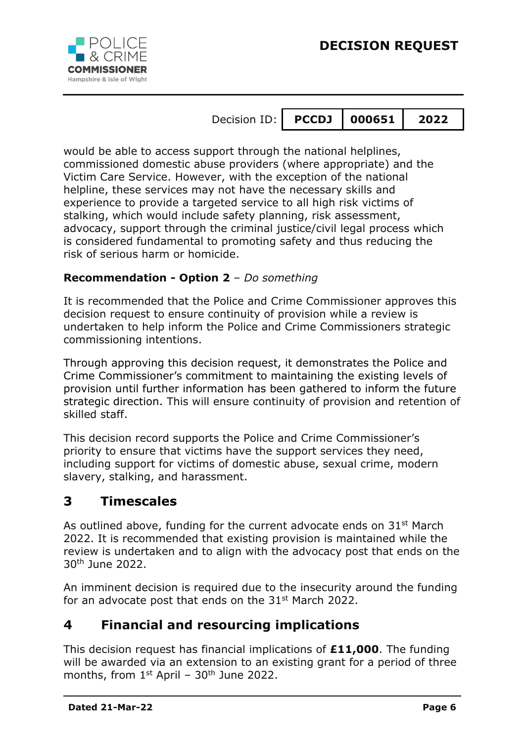would be able to access support through the national helplines, commissioned domestic abuse providers (where appropriate) and the Victim Care Service. However, with the exception of the national helpline, these services may not have the necessary skills and experience to provide a targeted service to all high risk victims of stalking, which would include safety planning, risk assessment, advocacy, support through the criminal justice/civil legal process which is considered fundamental to promoting safety and thus reducing the risk of serious harm or homicide.

**Recommendation - Option 2** – *Do something*

It is recommended that the Police and Crime Commissioner approves this decision request to ensure continuity of provision while a review is undertaken to help inform the Police and Crime Commissioners strategic commissioning intentions.

Through approving this decision request, it demonstrates the Police and Crime Commissioner's commitment to maintaining the existing levels of provision until further information has been gathered to inform the future strategic direction. This will ensure continuity of provision and retention of skilled staff.

This decision record supports the Police and Crime Commissioner's priority to ensure that victims have the support services they need, including support for victims of domestic abuse, sexual crime, modern slavery, stalking, and harassment.

## 3 Timescales

As outlined above, funding for the current advocate ends on 31st March 2022. It is recommended that existing provision is maintained while the review is undertaken and to align with the advocacy post that ends on the 30th June 2022.

An imminent decision is required due to the insecurity around the funding for an advocate post that ends on the 31st March 2022.

## 4 Financial and resourcing implications

This decision request has financial implications of **£11,000**. The funding will be awarded via an extension to an existing grant for a period of three months, from 1st April – 30th June 2022.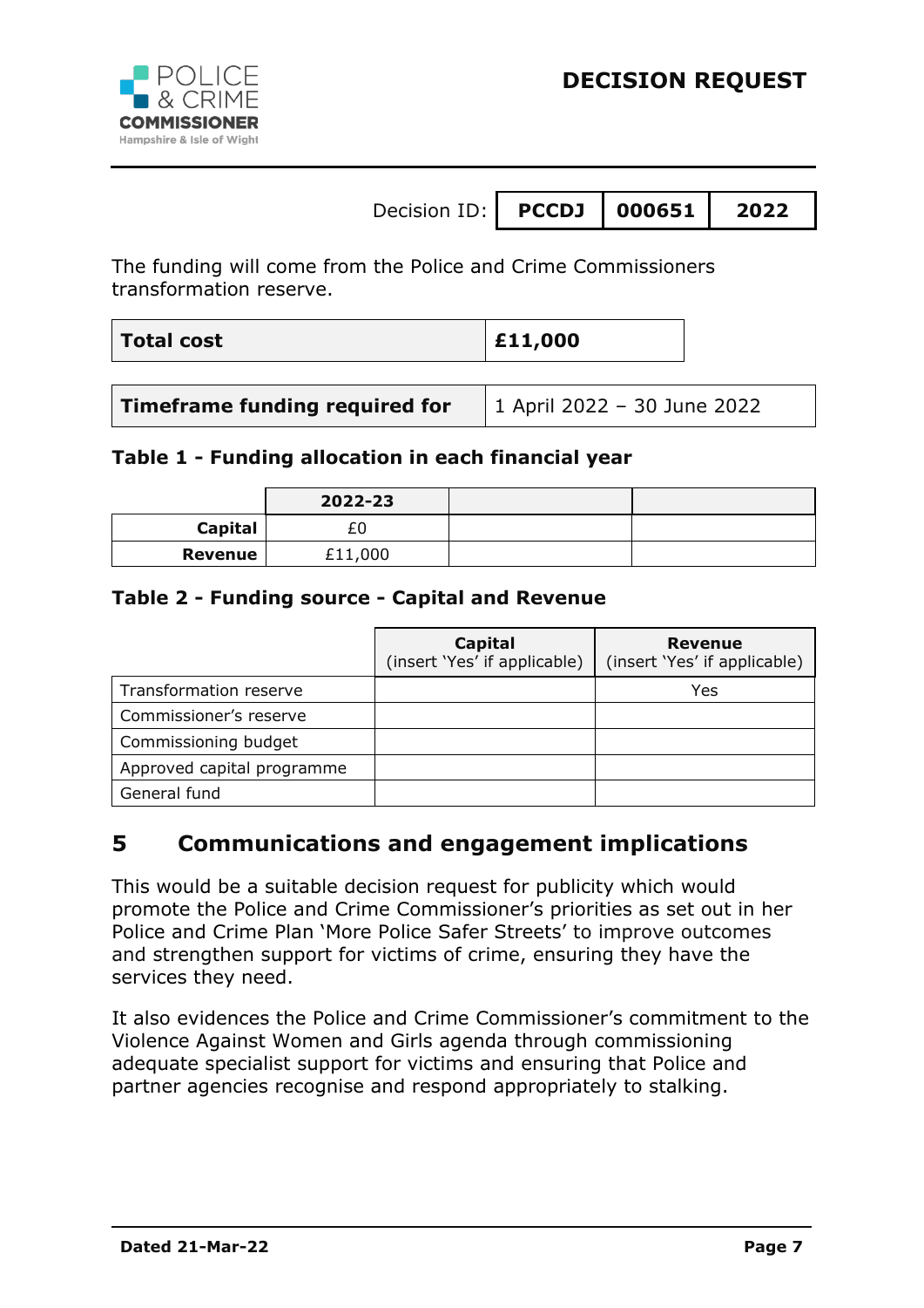The funding will come from the Police and Crime Commissioners transformation reserve.

| Total cost | £11,000 |
|---|---|

| Timeframe funding required for | 1 April 2022 – 30 June 2022 |
|---|---|

**Table 1 - Funding allocation in each financial year**

| | 2022-23 | | |
|---|---|---|---|
| Capital | £0 | | |
| Revenue | £11,000 | | |

**Table 2 - Funding source - Capital and Revenue**

| | Capital (insert 'Yes' if applicable) | Revenue (insert 'Yes' if applicable) |
|---|---|---|
| Transformation reserve | | Yes |
| Commissioner's reserve | | |
| Commissioning budget | | |
| Approved capital programme | | |
| General fund | | |

## 5 Communications and engagement implications

This would be a suitable decision request for publicity which would promote the Police and Crime Commissioner's priorities as set out in her Police and Crime Plan 'More Police Safer Streets' to improve outcomes and strengthen support for victims of crime, ensuring they have the services they need.

It also evidences the Police and Crime Commissioner's commitment to the Violence Against Women and Girls agenda through commissioning adequate specialist support for victims and ensuring that Police and partner agencies recognise and respond appropriately to stalking.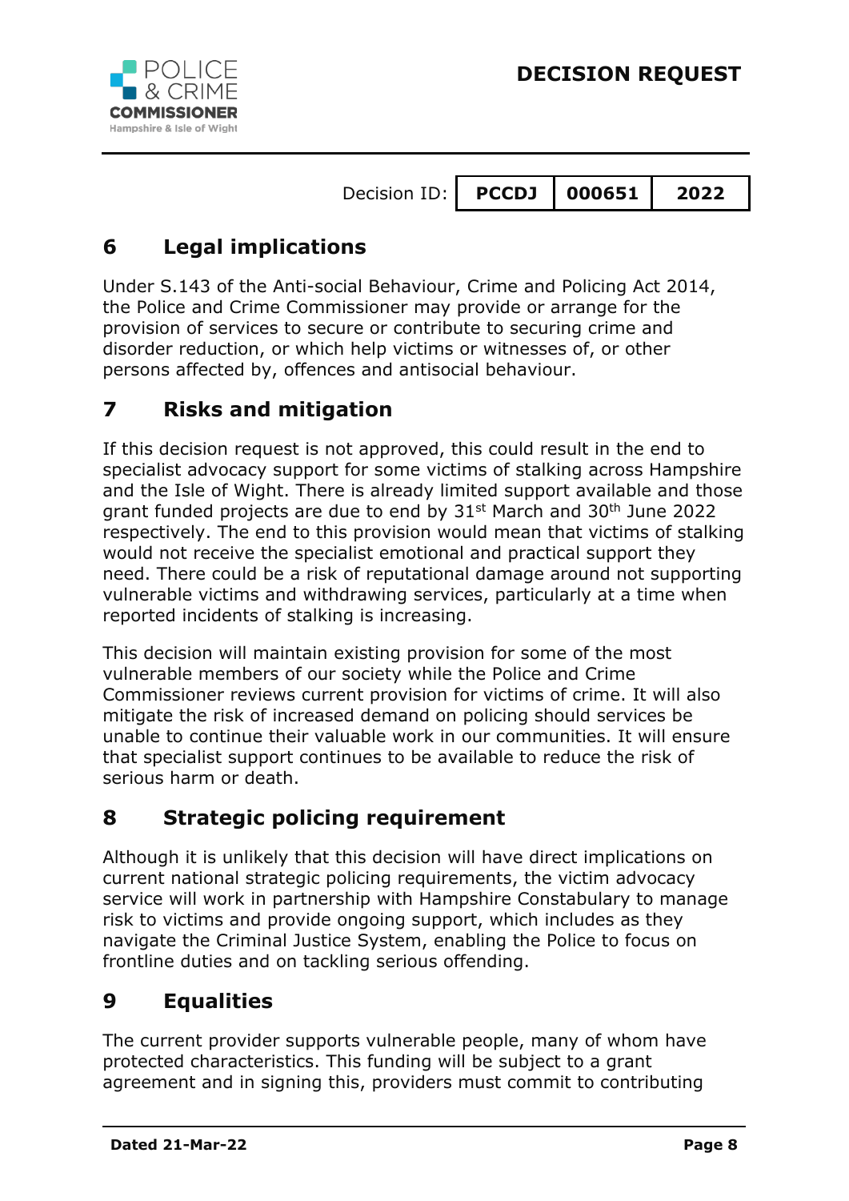## 6 Legal implications

Under S.143 of the Anti-social Behaviour, Crime and Policing Act 2014, the Police and Crime Commissioner may provide or arrange for the provision of services to secure or contribute to securing crime and disorder reduction, or which help victims or witnesses of, or other persons affected by, offences and antisocial behaviour.

## 7 Risks and mitigation

If this decision request is not approved, this could result in the end to specialist advocacy support for some victims of stalking across Hampshire and the Isle of Wight. There is already limited support available and those grant funded projects are due to end by 31st March and 30th June 2022 respectively. The end to this provision would mean that victims of stalking would not receive the specialist emotional and practical support they need. There could be a risk of reputational damage around not supporting vulnerable victims and withdrawing services, particularly at a time when reported incidents of stalking is increasing.

This decision will maintain existing provision for some of the most vulnerable members of our society while the Police and Crime Commissioner reviews current provision for victims of crime. It will also mitigate the risk of increased demand on policing should services be unable to continue their valuable work in our communities. It will ensure that specialist support continues to be available to reduce the risk of serious harm or death.

## 8 Strategic policing requirement

Although it is unlikely that this decision will have direct implications on current national strategic policing requirements, the victim advocacy service will work in partnership with Hampshire Constabulary to manage risk to victims and provide ongoing support, which includes as they navigate the Criminal Justice System, enabling the Police to focus on frontline duties and on tackling serious offending.

## 9 Equalities

The current provider supports vulnerable people, many of whom have protected characteristics. This funding will be subject to a grant agreement and in signing this, providers must commit to contributing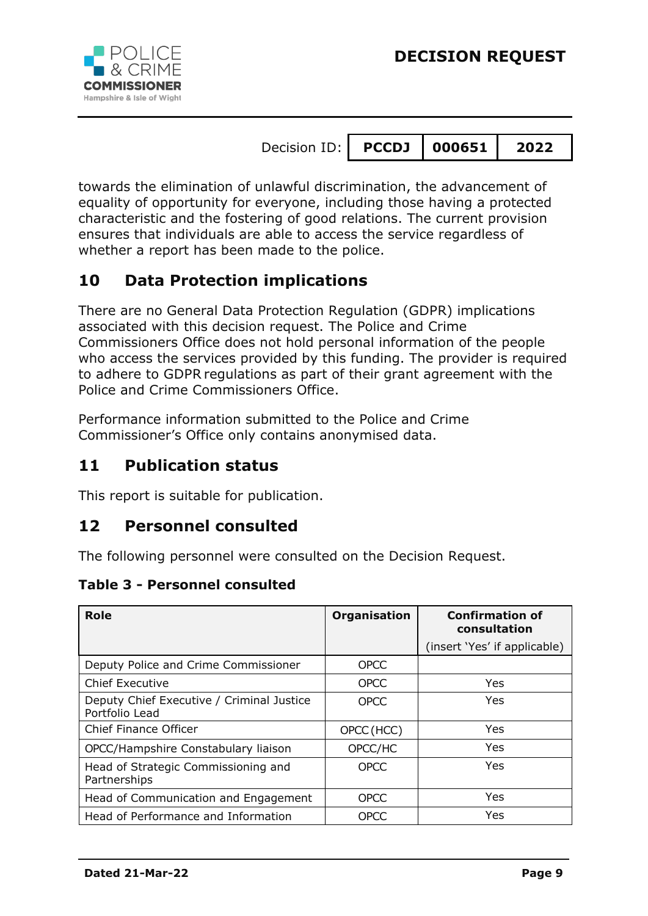towards the elimination of unlawful discrimination, the advancement of equality of opportunity for everyone, including those having a protected characteristic and the fostering of good relations. The current provision ensures that individuals are able to access the service regardless of whether a report has been made to the police.

## 10 Data Protection implications

There are no General Data Protection Regulation (GDPR) implications associated with this decision request. The Police and Crime Commissioners Office does not hold personal information of the people who access the services provided by this funding. The provider is required to adhere to GDPR regulations as part of their grant agreement with the Police and Crime Commissioners Office.

Performance information submitted to the Police and Crime Commissioner's Office only contains anonymised data.

## 11 Publication status

This report is suitable for publication.

## 12 Personnel consulted

The following personnel were consulted on the Decision Request.

**Table 3 - Personnel consulted**

| Role | Organisation | Confirmation of consultation (insert 'Yes' if applicable) |
|---|---|---|
| Deputy Police and Crime Commissioner | OPCC | |
| Chief Executive | OPCC | Yes |
| Deputy Chief Executive / Criminal Justice Portfolio Lead | OPCC | Yes |
| Chief Finance Officer | OPCC (HCC) | Yes |
| OPCC/Hampshire Constabulary liaison | OPCC/HC | Yes |
| Head of Strategic Commissioning and Partnerships | OPCC | Yes |
| Head of Communication and Engagement | OPCC | Yes |
| Head of Performance and Information | OPCC | Yes |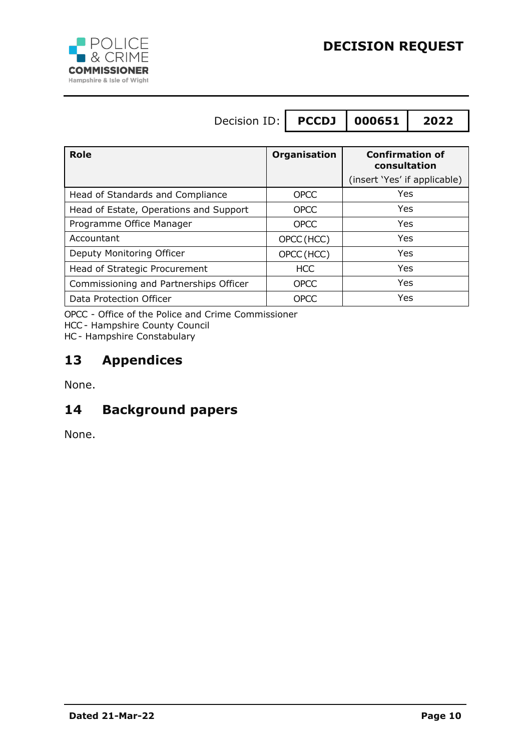Decision ID: | PCCDJ | 000651 | 2022

| Role | Organisation | Confirmation of consultation (insert 'Yes' if applicable) |
|---|---|---|
| Head of Standards and Compliance | OPCC | Yes |
| Head of Estate, Operations and Support | OPCC | Yes |
| Programme Office Manager | OPCC | Yes |
| Accountant | OPCC (HCC) | Yes |
| Deputy Monitoring Officer | OPCC (HCC) | Yes |
| Head of Strategic Procurement | HCC | Yes |
| Commissioning and Partnerships Officer | OPCC | Yes |
| Data Protection Officer | OPCC | Yes |

OPCC - Office of the Police and Crime Commissioner
HCC - Hampshire County Council
HC - Hampshire Constabulary

## 13 Appendices

None.

## 14 Background papers

None.

**Dated 21-Mar-22**